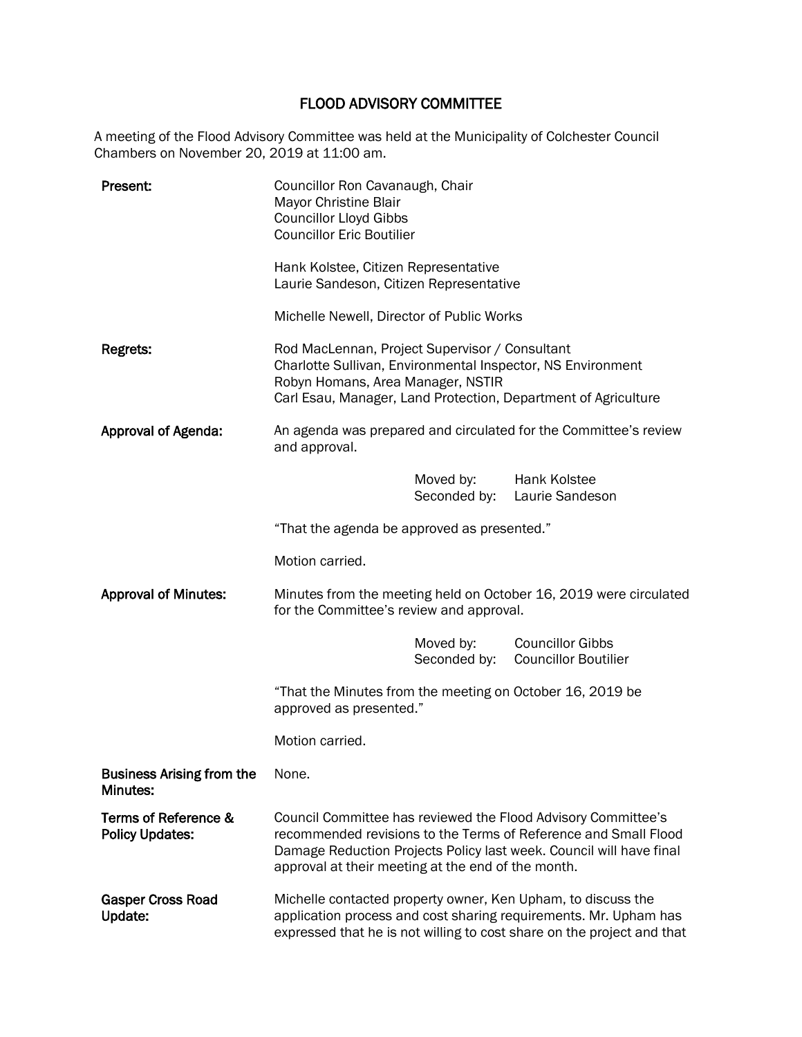# FLOOD ADVISORY COMMITTEE

A meeting of the Flood Advisory Committee was held at the Municipality of Colchester Council Chambers on November 20, 2019 at 11:00 am.

**Present:**

Councillor Ron Cavanaugh, Chair
Mayor Christine Blair
Councillor Lloyd Gibbs
Councillor Eric Boutilier

Hank Kolstee, Citizen Representative
Laurie Sandeson, Citizen Representative

Michelle Newell, Director of Public Works

**Regrets:**

Rod MacLennan, Project Supervisor / Consultant
Charlotte Sullivan, Environmental Inspector, NS Environment
Robyn Homans, Area Manager, NSTIR
Carl Esau, Manager, Land Protection, Department of Agriculture

**Approval of Agenda:**

An agenda was prepared and circulated for the Committee's review and approval.

Moved by: Hank Kolstee
Seconded by: Laurie Sandeson

"That the agenda be approved as presented."

Motion carried.

**Approval of Minutes:**

Minutes from the meeting held on October 16, 2019 were circulated for the Committee's review and approval.

Moved by: Councillor Gibbs
Seconded by: Councillor Boutilier

"That the Minutes from the meeting on October 16, 2019 be approved as presented."

Motion carried.

**Business Arising from the Minutes:**

None.

**Terms of Reference & Policy Updates:**

Council Committee has reviewed the Flood Advisory Committee's recommended revisions to the Terms of Reference and Small Flood Damage Reduction Projects Policy last week. Council will have final approval at their meeting at the end of the month.

**Gasper Cross Road Update:**

Michelle contacted property owner, Ken Upham, to discuss the application process and cost sharing requirements. Mr. Upham has expressed that he is not willing to cost share on the project and that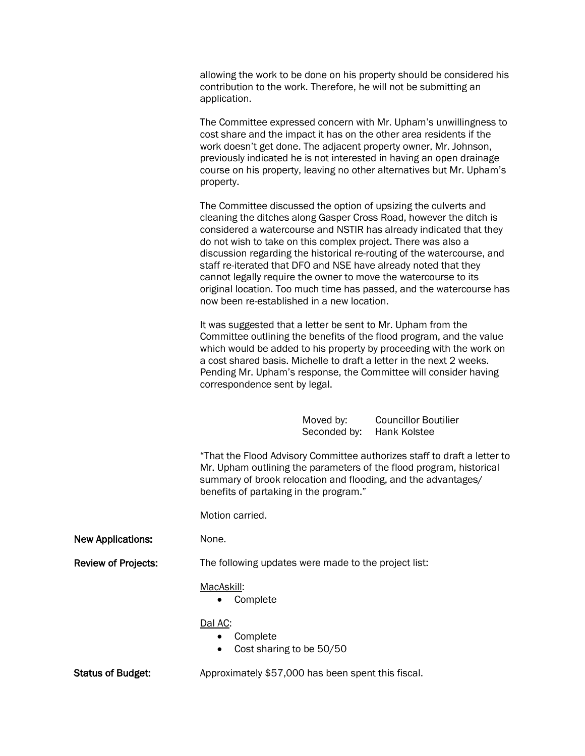allowing the work to be done on his property should be considered his contribution to the work. Therefore, he will not be submitting an application.

The Committee expressed concern with Mr. Upham's unwillingness to cost share and the impact it has on the other area residents if the work doesn't get done. The adjacent property owner, Mr. Johnson, previously indicated he is not interested in having an open drainage course on his property, leaving no other alternatives but Mr. Upham's property.

The Committee discussed the option of upsizing the culverts and cleaning the ditches along Gasper Cross Road, however the ditch is considered a watercourse and NSTIR has already indicated that they do not wish to take on this complex project. There was also a discussion regarding the historical re-routing of the watercourse, and staff re-iterated that DFO and NSE have already noted that they cannot legally require the owner to move the watercourse to its original location. Too much time has passed, and the watercourse has now been re-established in a new location.

It was suggested that a letter be sent to Mr. Upham from the Committee outlining the benefits of the flood program, and the value which would be added to his property by proceeding with the work on a cost shared basis. Michelle to draft a letter in the next 2 weeks. Pending Mr. Upham's response, the Committee will consider having correspondence sent by legal.

Moved by: Councillor Boutilier
Seconded by: Hank Kolstee

"That the Flood Advisory Committee authorizes staff to draft a letter to Mr. Upham outlining the parameters of the flood program, historical summary of brook relocation and flooding, and the advantages/ benefits of partaking in the program."

Motion carried.

**New Applications:** None.

**Review of Projects:** The following updates were made to the project list:

MacAskill:

- Complete

Dal AC:

- Complete
- Cost sharing to be 50/50

**Status of Budget:** Approximately $57,000 has been spent this fiscal.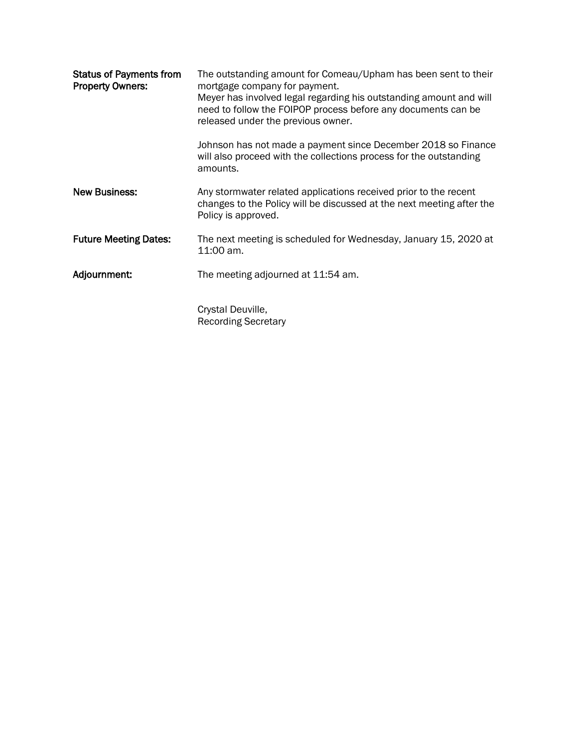**Status of Payments from Property Owners:** The outstanding amount for Comeau/Upham has been sent to their mortgage company for payment.
Meyer has involved legal regarding his outstanding amount and will need to follow the FOIPOP process before any documents can be released under the previous owner.

Johnson has not made a payment since December 2018 so Finance will also proceed with the collections process for the outstanding amounts.

**New Business:** Any stormwater related applications received prior to the recent changes to the Policy will be discussed at the next meeting after the Policy is approved.

**Future Meeting Dates:** The next meeting is scheduled for Wednesday, January 15, 2020 at 11:00 am.

**Adjournment:** The meeting adjourned at 11:54 am.

Crystal Deuville,
Recording Secretary